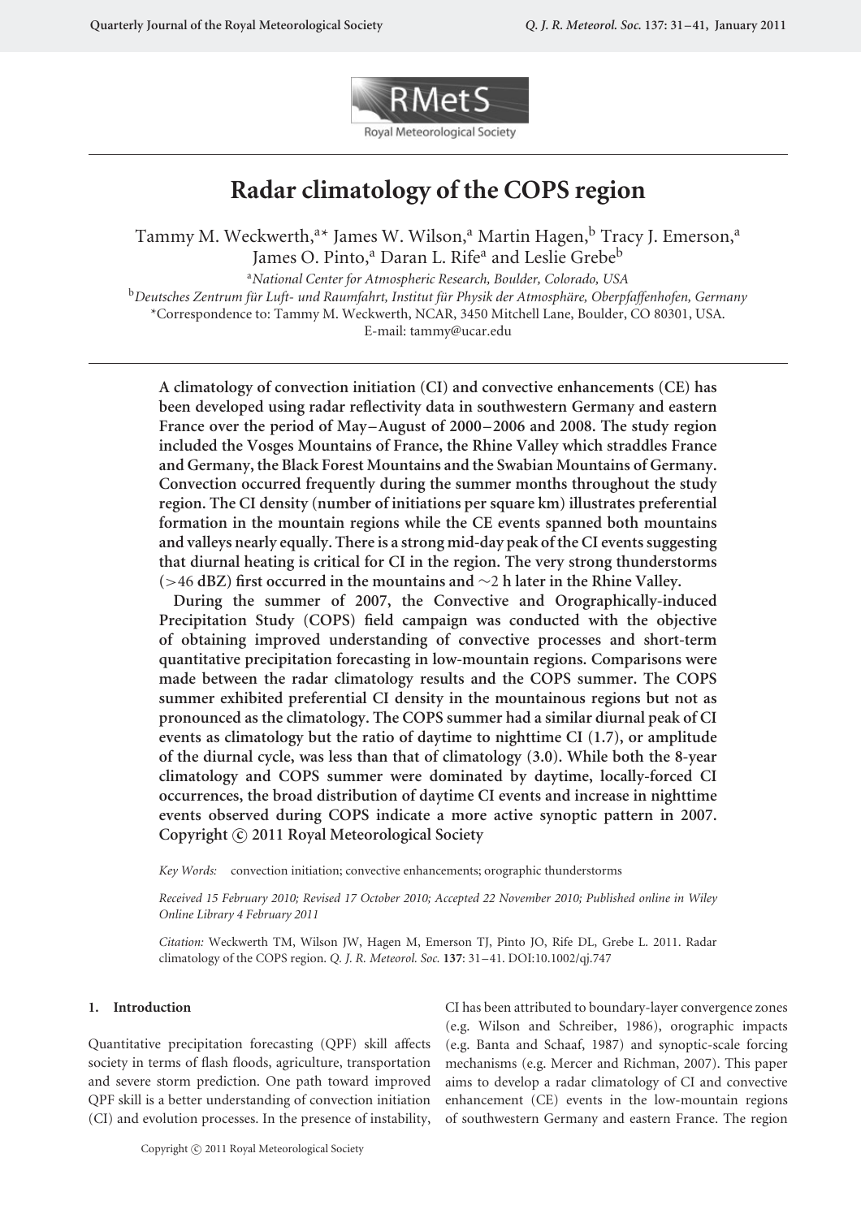# Radar climatology of the COPS region

Tammy M. Weckwerth,[a*] James W. Wilson,[a] Martin Hagen,[b] Tracy J. Emerson,[a] James O. Pinto,[a] Daran L. Rife[a] and Leslie Grebe[b]

[a]*National Center for Atmospheric Research, Boulder, Colorado, USA*

[b]*Deutsches Zentrum für Luft- und Raumfahrt, Institut für Physik der Atmosphäre, Oberpfaffenhofen, Germany*

*Correspondence to: Tammy M. Weckwerth, NCAR, 3450 Mitchell Lane, Boulder, CO 80301, USA.
E-mail: tammy@ucar.edu

**A climatology of convection initiation (CI) and convective enhancements (CE) has been developed using radar reflectivity data in southwestern Germany and eastern France over the period of May–August of 2000–2006 and 2008. The study region included the Vosges Mountains of France, the Rhine Valley which straddles France and Germany, the Black Forest Mountains and the Swabian Mountains of Germany. Convection occurred frequently during the summer months throughout the study region. The CI density (number of initiations per square km) illustrates preferential formation in the mountain regions while the CE events spanned both mountains and valleys nearly equally. There is a strong mid-day peak of the CI events suggesting that diurnal heating is critical for CI in the region. The very strong thunderstorms (>46 dBZ) first occurred in the mountains and ∼2 h later in the Rhine Valley.**

**During the summer of 2007, the Convective and Orographically-induced Precipitation Study (COPS) field campaign was conducted with the objective of obtaining improved understanding of convective processes and short-term quantitative precipitation forecasting in low-mountain regions. Comparisons were made between the radar climatology results and the COPS summer. The COPS summer exhibited preferential CI density in the mountainous regions but not as pronounced as the climatology. The COPS summer had a similar diurnal peak of CI events as climatology but the ratio of daytime to nighttime CI (1.7), or amplitude of the diurnal cycle, was less than that of climatology (3.0). While both the 8-year climatology and COPS summer were dominated by daytime, locally-forced CI occurrences, the broad distribution of daytime CI events and increase in nighttime events observed during COPS indicate a more active synoptic pattern in 2007. Copyright © 2011 Royal Meteorological Society**

*Key Words:* convection initiation; convective enhancements; orographic thunderstorms

*Received 15 February 2010; Revised 17 October 2010; Accepted 22 November 2010; Published online in Wiley Online Library 4 February 2011*

*Citation:* Weckwerth TM, Wilson JW, Hagen M, Emerson TJ, Pinto JO, Rife DL, Grebe L. 2011. Radar climatology of the COPS region. *Q. J. R. Meteorol. Soc.* **137**: 31–41. DOI:10.1002/qj.747

## 1. Introduction

Quantitative precipitation forecasting (QPF) skill affects society in terms of flash floods, agriculture, transportation and severe storm prediction. One path toward improved QPF skill is a better understanding of convection initiation (CI) and evolution processes. In the presence of instability, CI has been attributed to boundary-layer convergence zones (e.g. Wilson and Schreiber, 1986), orographic impacts (e.g. Banta and Schaaf, 1987) and synoptic-scale forcing mechanisms (e.g. Mercer and Richman, 2007). This paper aims to develop a radar climatology of CI and convective enhancement (CE) events in the low-mountain regions of southwestern Germany and eastern France. The region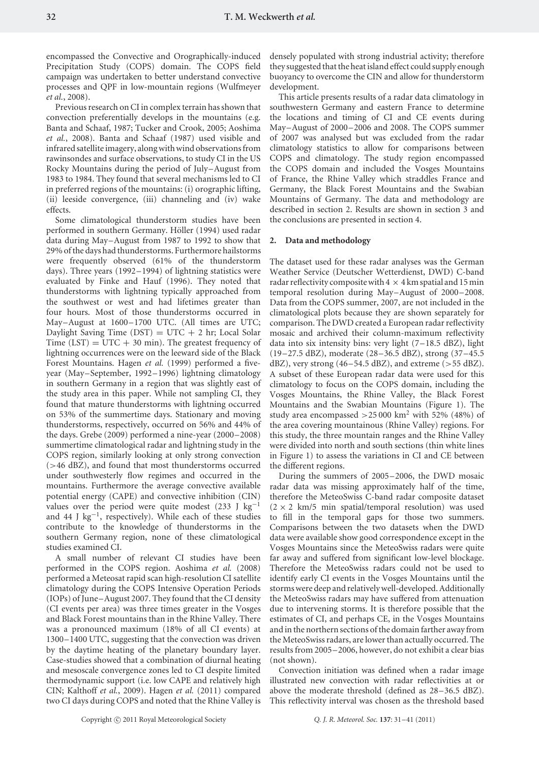encompassed the Convective and Orographically-induced Precipitation Study (COPS) domain. The COPS field campaign was undertaken to better understand convective processes and QPF in low-mountain regions (Wulfmeyer *et al.*, 2008).

Previous research on CI in complex terrain has shown that convection preferentially develops in the mountains (e.g. Banta and Schaaf, 1987; Tucker and Crook, 2005; Aoshima *et al.*, 2008). Banta and Schaaf (1987) used visible and infrared satellite imagery, along with wind observations from rawinsondes and surface observations, to study CI in the US Rocky Mountains during the period of July–August from 1983 to 1984. They found that several mechanisms led to CI in preferred regions of the mountains: (i) orographic lifting, (ii) leeside convergence, (iii) channeling and (iv) wake effects.

Some climatological thunderstorm studies have been performed in southern Germany. Höller (1994) used radar data during May–August from 1987 to 1992 to show that 29% of the days had thunderstorms. Furthermore hailstorms were frequently observed (61% of the thunderstorm days). Three years (1992–1994) of lightning statistics were evaluated by Finke and Hauf (1996). They noted that thunderstorms with lightning typically approached from the southwest or west and had lifetimes greater than four hours. Most of those thunderstorms occurred in May–August at 1600–1700 UTC. (All times are UTC; Daylight Saving Time (DST) = UTC + 2 hr; Local Solar Time (LST) = UTC + 30 min). The greatest frequency of lightning occurrences were on the leeward side of the Black Forest Mountains. Hagen *et al.* (1999) performed a five-year (May–September, 1992–1996) lightning climatology in southern Germany in a region that was slightly east of the study area in this paper. While not sampling CI, they found that mature thunderstorms with lightning occurred on 53% of the summertime days. Stationary and moving thunderstorms, respectively, occurred on 56% and 44% of the days. Grebe (2009) performed a nine-year (2000–2008) summertime climatological radar and lightning study in the COPS region, similarly looking at only strong convection (>46 dBZ), and found that most thunderstorms occurred under southwesterly flow regimes and occurred in the mountains. Furthermore the average convective available potential energy (CAPE) and convective inhibition (CIN) values over the period were quite modest (233 J kg$^{-1}$ and 44 J kg$^{-1}$, respectively). While each of these studies contribute to the knowledge of thunderstorms in the southern Germany region, none of these climatological studies examined CI.

A small number of relevant CI studies have been performed in the COPS region. Aoshima *et al.* (2008) performed a Meteosat rapid scan high-resolution CI satellite climatology during the COPS Intensive Operation Periods (IOPs) of June–August 2007. They found that the CI density (CI events per area) was three times greater in the Vosges and Black Forest mountains than in the Rhine Valley. There was a pronounced maximum (18% of all CI events) at 1300–1400 UTC, suggesting that the convection was driven by the daytime heating of the planetary boundary layer. Case-studies showed that a combination of diurnal heating and mesoscale convergence zones led to CI despite limited thermodynamic support (i.e. low CAPE and relatively high CIN; Kalthoff *et al.*, 2009). Hagen *et al.* (2011) compared two CI days during COPS and noted that the Rhine Valley is densely populated with strong industrial activity; therefore they suggested that the heat island effect could supply enough buoyancy to overcome the CIN and allow for thunderstorm development.

This article presents results of a radar data climatology in southwestern Germany and eastern France to determine the locations and timing of CI and CE events during May–August of 2000–2006 and 2008. The COPS summer of 2007 was analysed but was excluded from the radar climatology statistics to allow for comparisons between COPS and climatology. The study region encompassed the COPS domain and included the Vosges Mountains of France, the Rhine Valley which straddles France and Germany, the Black Forest Mountains and the Swabian Mountains of Germany. The data and methodology are described in section 2. Results are shown in section 3 and the conclusions are presented in section 4.

## 2. Data and methodology

The dataset used for these radar analyses was the German Weather Service (Deutscher Wetterdienst, DWD) C-band radar reflectivity composite with 4 × 4 km spatial and 15 min temporal resolution during May–August of 2000–2008. Data from the COPS summer, 2007, are not included in the climatological plots because they are shown separately for comparison. The DWD created a European radar reflectivity mosaic and archived their column-maximum reflectivity data into six intensity bins: very light (7–18.5 dBZ), light (19–27.5 dBZ), moderate (28–36.5 dBZ), strong (37–45.5 dBZ), very strong (46–54.5 dBZ), and extreme (>55 dBZ). A subset of these European radar data were used for this climatology to focus on the COPS domain, including the Vosges Mountains, the Rhine Valley, the Black Forest Mountains and the Swabian Mountains (Figure 1). The study area encompassed >25 000 km$^2$ with 52% (48%) of the area covering mountainous (Rhine Valley) regions. For this study, the three mountain ranges and the Rhine Valley were divided into north and south sections (thin white lines in Figure 1) to assess the variations in CI and CE between the different regions.

During the summers of 2005–2006, the DWD mosaic radar data was missing approximately half of the time, therefore the MeteoSwiss C-band radar composite dataset (2 × 2 km/5 min spatial/temporal resolution) was used to fill in the temporal gaps for those two summers. Comparisons between the two datasets when the DWD data were available show good correspondence except in the Vosges Mountains since the MeteoSwiss radars were quite far away and suffered from significant low-level blockage. Therefore the MeteoSwiss radars could not be used to identify early CI events in the Vosges Mountains until the storms were deep and relatively well-developed. Additionally the MeteoSwiss radars may have suffered from attenuation due to intervening storms. It is therefore possible that the estimates of CI, and perhaps CE, in the Vosges Mountains and in the northern sections of the domain farther away from the MeteoSwiss radars, are lower than actually occurred. The results from 2005–2006, however, do not exhibit a clear bias (not shown).

Convection initiation was defined when a radar image illustrated new convection with radar reflectivities at or above the moderate threshold (defined as 28–36.5 dBZ). This reflectivity interval was chosen as the threshold based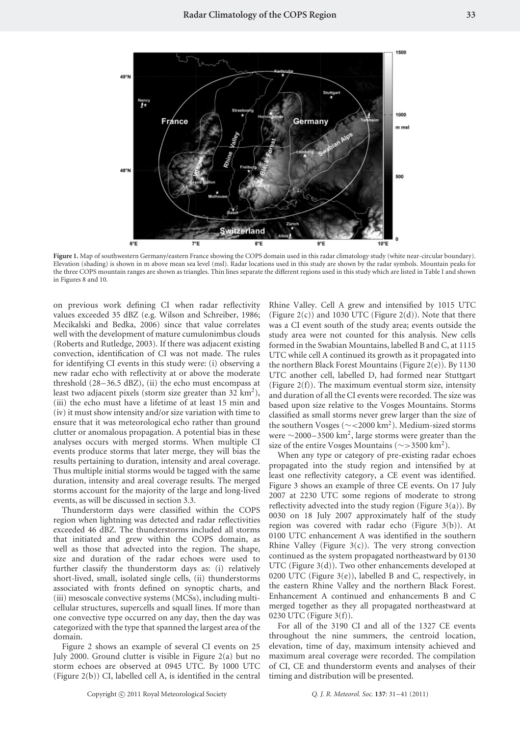**Figure 1.** Map of southwestern Germany/eastern France showing the COPS domain used in this radar climatology study (white near-circular boundary). Elevation (shading) is shown in m above mean sea level (msl). Radar locations used in this study are shown by the radar symbols. Mountain peaks for the three COPS mountain ranges are shown as triangles. Thin lines separate the different regions used in this study which are listed in Table I and shown in Figures 8 and 10.

on previous work defining CI when radar reflectivity values exceeded 35 dBZ (e.g. Wilson and Schreiber, 1986; Mecikalski and Bedka, 2006) since that value correlates well with the development of mature cumulonimbus clouds (Roberts and Rutledge, 2003). If there was adjacent existing convection, identification of CI was not made. The rules for identifying CI events in this study were: (i) observing a new radar echo with reflectivity at or above the moderate threshold (28–36.5 dBZ), (ii) the echo must encompass at least two adjacent pixels (storm size greater than 32 km$^2$), (iii) the echo must have a lifetime of at least 15 min and (iv) it must show intensity and/or size variation with time to ensure that it was meteorological echo rather than ground clutter or anomalous propagation. A potential bias in these analyses occurs with merged storms. When multiple CI events produce storms that later merge, they will bias the results pertaining to duration, intensity and areal coverage. Thus multiple initial storms would be tagged with the same duration, intensity and areal coverage results. The merged storms account for the majority of the large and long-lived events, as will be discussed in section 3.3.

Thunderstorm days were classified within the COPS region when lightning was detected and radar reflectivities exceeded 46 dBZ. The thunderstorms included all storms that initiated and grew within the COPS domain, as well as those that advected into the region. The shape, size and duration of the radar echoes were used to further classify the thunderstorm days as: (i) relatively short-lived, small, isolated single cells, (ii) thunderstorms associated with fronts defined on synoptic charts, and (iii) mesoscale convective systems (MCSs), including multi-cellular structures, supercells and squall lines. If more than one convective type occurred on any day, then the day was categorized with the type that spanned the largest area of the domain.

Figure 2 shows an example of several CI events on 25 July 2000. Ground clutter is visible in Figure 2(a) but no storm echoes are observed at 0945 UTC. By 1000 UTC (Figure 2(b)) CI, labelled cell A, is identified in the central Rhine Valley. Cell A grew and intensified by 1015 UTC (Figure 2(c)) and 1030 UTC (Figure 2(d)). Note that there was a CI event south of the study area; events outside the study area were not counted for this analysis. New cells formed in the Swabian Mountains, labelled B and C, at 1115 UTC while cell A continued its growth as it propagated into the northern Black Forest Mountains (Figure 2(e)). By 1130 UTC another cell, labelled D, had formed near Stuttgart (Figure 2(f)). The maximum eventual storm size, intensity and duration of all the CI events were recorded. The size was based upon size relative to the Vosges Mountains. Storms classified as small storms never grew larger than the size of the southern Vosges ($\sim<2000$ km$^2$). Medium-sized storms were $\sim$2000–3500 km$^2$, large storms were greater than the size of the entire Vosges Mountains ($\sim>3500$ km$^2$).

When any type or category of pre-existing radar echoes propagated into the study region and intensified by at least one reflectivity category, a CE event was identified. Figure 3 shows an example of three CE events. On 17 July 2007 at 2230 UTC some regions of moderate to strong reflectivity advected into the study region (Figure 3(a)). By 0030 on 18 July 2007 approximately half of the study region was covered with radar echo (Figure 3(b)). At 0100 UTC enhancement A was identified in the southern Rhine Valley (Figure 3(c)). The very strong convection continued as the system propagated northeastward by 0130 UTC (Figure 3(d)). Two other enhancements developed at 0200 UTC (Figure 3(e)), labelled B and C, respectively, in the eastern Rhine Valley and the northern Black Forest. Enhancement A continued and enhancements B and C merged together as they all propagated northeastward at 0230 UTC (Figure 3(f)).

For all of the 3190 CI and all of the 1327 CE events throughout the nine summers, the centroid location, elevation, time of day, maximum intensity achieved and maximum areal coverage were recorded. The compilation of CI, CE and thunderstorm events and analyses of their timing and distribution will be presented.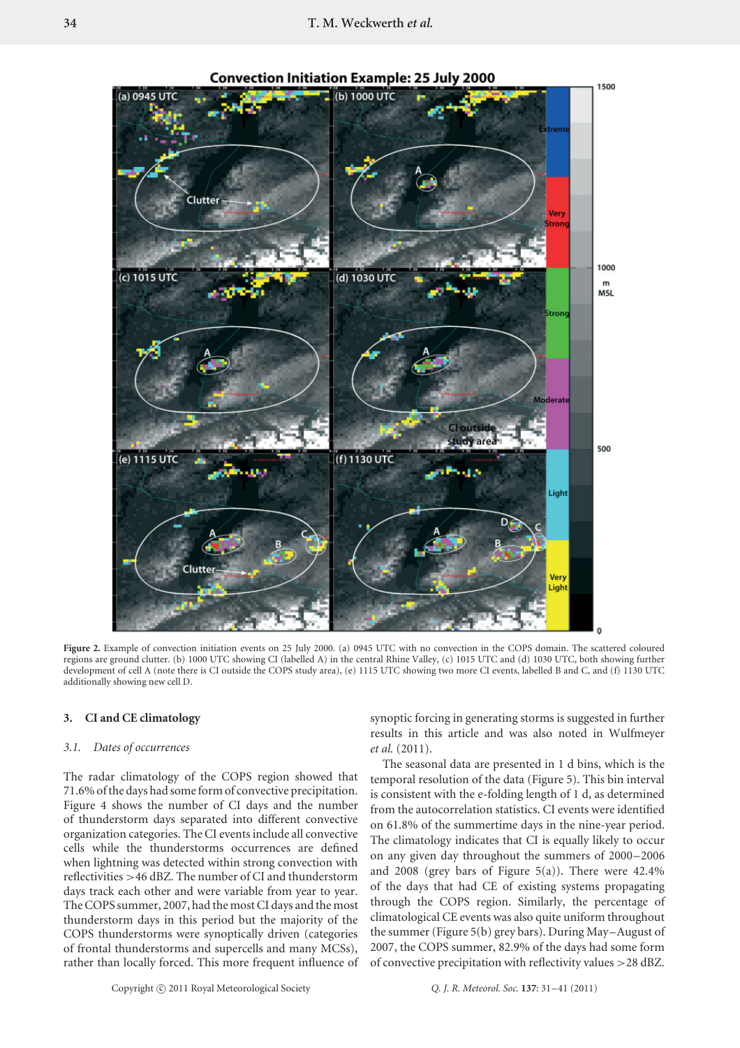Figure 2. Example of convection initiation events on 25 July 2000. (a) 0945 UTC with no convection in the COPS domain. The scattered coloured regions are ground clutter. (b) 1000 UTC showing CI (labelled A) in the central Rhine Valley, (c) 1015 UTC and (d) 1030 UTC, both showing further development of cell A (note there is CI outside the COPS study area), (e) 1115 UTC showing two more CI events, labelled B and C, and (f) 1130 UTC additionally showing new cell D.

## 3. CI and CE climatology

### 3.1. Dates of occurrences

The radar climatology of the COPS region showed that 71.6% of the days had some form of convective precipitation. Figure 4 shows the number of CI days and the number of thunderstorm days separated into different convective organization categories. The CI events include all convective cells while the thunderstorms occurrences are defined when lightning was detected within strong convection with reflectivities >46 dBZ. The number of CI and thunderstorm days track each other and were variable from year to year. The COPS summer, 2007, had the most CI days and the most thunderstorm days in this period but the majority of the COPS thunderstorms were synoptically driven (categories of frontal thunderstorms and supercells and many MCSs), rather than locally forced. This more frequent influence of synoptic forcing in generating storms is suggested in further results in this article and was also noted in Wulfmeyer *et al.* (2011).

The seasonal data are presented in 1 d bins, which is the temporal resolution of the data (Figure 5). This bin interval is consistent with the e-folding length of 1 d, as determined from the autocorrelation statistics. CI events were identified on 61.8% of the summertime days in the nine-year period. The climatology indicates that CI is equally likely to occur on any given day throughout the summers of 2000–2006 and 2008 (grey bars of Figure 5(a)). There were 42.4% of the days that had CE of existing systems propagating through the COPS region. Similarly, the percentage of climatological CE events was also quite uniform throughout the summer (Figure 5(b) grey bars). During May–August of 2007, the COPS summer, 82.9% of the days had some form of convective precipitation with reflectivity values >28 dBZ.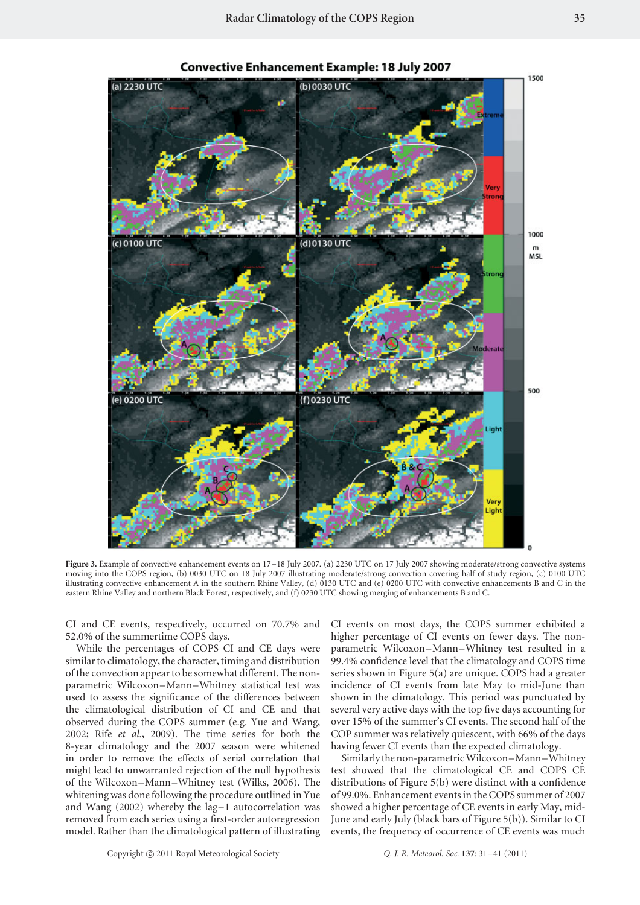Figure 3. Example of convective enhancement events on 17–18 July 2007. (a) 2230 UTC on 17 July 2007 showing moderate/strong convective systems moving into the COPS region, (b) 0030 UTC on 18 July 2007 illustrating moderate/strong convection covering half of study region, (c) 0100 UTC illustrating convective enhancement A in the southern Rhine Valley, (d) 0130 UTC and (e) 0200 UTC with convective enhancements B and C in the eastern Rhine Valley and northern Black Forest, respectively, and (f) 0230 UTC showing merging of enhancements B and C.

CI and CE events, respectively, occurred on 70.7% and 52.0% of the summertime COPS days.

While the percentages of COPS CI and CE days were similar to climatology, the character, timing and distribution of the convection appear to be somewhat different. The non-parametric Wilcoxon–Mann–Whitney statistical test was used to assess the significance of the differences between the climatological distribution of CI and CE and that observed during the COPS summer (e.g. Yue and Wang, 2002; Rife *et al.*, 2009). The time series for both the 8-year climatology and the 2007 season were whitened in order to remove the effects of serial correlation that might lead to unwarranted rejection of the null hypothesis of the Wilcoxon–Mann–Whitney test (Wilks, 2006). The whitening was done following the procedure outlined in Yue and Wang (2002) whereby the lag−1 autocorrelation was removed from each series using a first-order autoregression model. Rather than the climatological pattern of illustrating CI events on most days, the COPS summer exhibited a higher percentage of CI events on fewer days. The non-parametric Wilcoxon–Mann–Whitney test resulted in a 99.4% confidence level that the climatology and COPS time series shown in Figure 5(a) are unique. COPS had a greater incidence of CI events from late May to mid-June than shown in the climatology. This period was punctuated by several very active days with the top five days accounting for over 15% of the summer's CI events. The second half of the COP summer was relatively quiescent, with 66% of the days having fewer CI events than the expected climatology.

Similarly the non-parametric Wilcoxon–Mann–Whitney test showed that the climatological CE and COPS CE distributions of Figure 5(b) were distinct with a confidence of 99.0%. Enhancement events in the COPS summer of 2007 showed a higher percentage of CE events in early May, mid-June and early July (black bars of Figure 5(b)). Similar to CI events, the frequency of occurrence of CE events was much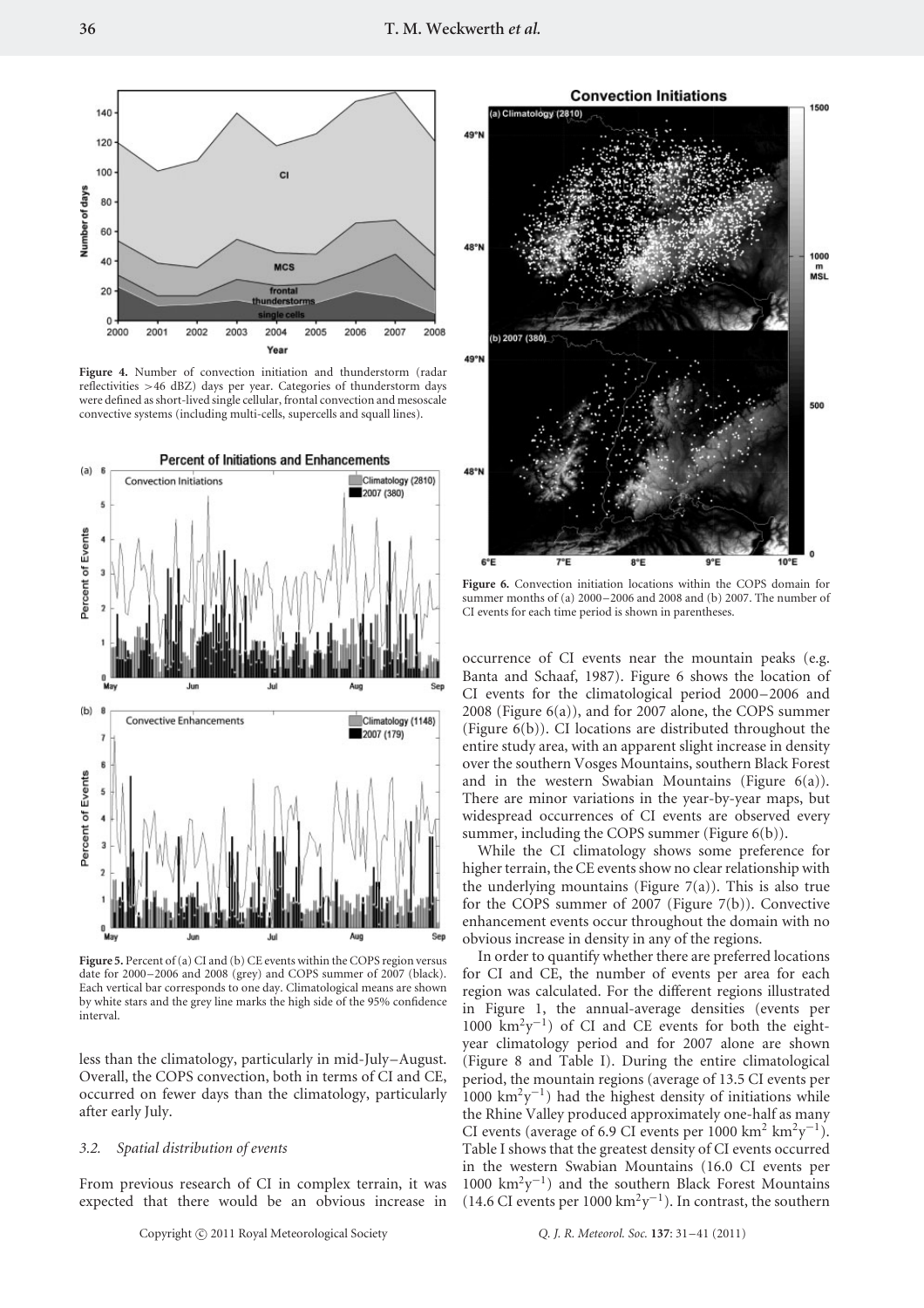Figure 4. Number of convection initiation and thunderstorm (radar reflectivities >46 dBZ) days per year. Categories of thunderstorm days were defined as short-lived single cellular, frontal convection and mesoscale convective systems (including multi-cells, supercells and squall lines).

Figure 5. Percent of (a) CI and (b) CE events within the COPS region versus date for 2000–2006 and 2008 (grey) and COPS summer of 2007 (black). Each vertical bar corresponds to one day. Climatological means are shown by white stars and the grey line marks the high side of the 95% confidence interval.

less than the climatology, particularly in mid-July–August. Overall, the COPS convection, both in terms of CI and CE, occurred on fewer days than the climatology, particularly after early July.

### 3.2. Spatial distribution of events

From previous research of CI in complex terrain, it was expected that there would be an obvious increase in occurrence of CI events near the mountain peaks (e.g. Banta and Schaaf, 1987). Figure 6 shows the location of CI events for the climatological period 2000–2006 and 2008 (Figure 6(a)), and for 2007 alone, the COPS summer (Figure 6(b)). CI locations are distributed throughout the entire study area, with an apparent slight increase in density over the southern Vosges Mountains, southern Black Forest and in the western Swabian Mountains (Figure 6(a)). There are minor variations in the year-by-year maps, but widespread occurrences of CI events are observed every summer, including the COPS summer (Figure 6(b)).

Figure 6. Convection initiation locations within the COPS domain for summer months of (a) 2000–2006 and 2008 and (b) 2007. The number of CI events for each time period is shown in parentheses.

While the CI climatology shows some preference for higher terrain, the CE events show no clear relationship with the underlying mountains (Figure 7(a)). This is also true for the COPS summer of 2007 (Figure 7(b)). Convective enhancement events occur throughout the domain with no obvious increase in density in any of the regions.

In order to quantify whether there are preferred locations for CI and CE, the number of events per area for each region was calculated. For the different regions illustrated in Figure 1, the annual-average densities (events per 1000 $km^2 y^{-1}$) of CI and CE events for both the eight-year climatology period and for 2007 alone are shown (Figure 8 and Table I). During the entire climatological period, the mountain regions (average of 13.5 CI events per 1000 $km^2 y^{-1}$) had the highest density of initiations while the Rhine Valley produced approximately one-half as many CI events (average of 6.9 CI events per 1000 $km^2$ $km^2 y^{-1}$). Table I shows that the greatest density of CI events occurred in the western Swabian Mountains (16.0 CI events per 1000 $km^2 y^{-1}$) and the southern Black Forest Mountains (14.6 CI events per 1000 $km^2 y^{-1}$). In contrast, the southern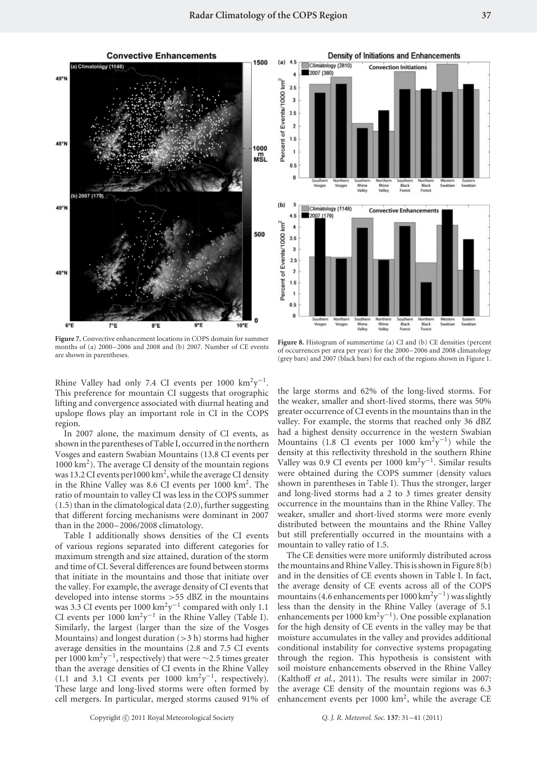Figure 7. Convective enhancement locations in COPS domain for summer months of (a) 2000–2006 and 2008 and (b) 2007. Number of CE events are shown in parentheses.

Figure 8. Histogram of summertime (a) CI and (b) CE densities (percent of occurrences per area per year) for the 2000–2006 and 2008 climatology (grey bars) and 2007 (black bars) for each of the regions shown in Figure 1.

Rhine Valley had only 7.4 CI events per 1000 $km^2y^{-1}$. This preference for mountain CI suggests that orographic lifting and convergence associated with diurnal heating and upslope flows play an important role in CI in the COPS region.

In 2007 alone, the maximum density of CI events, as shown in the parentheses of Table I, occurred in the northern Vosges and eastern Swabian Mountains (13.8 CI events per 1000 $km^2$). The average CI density of the mountain regions was 13.2 CI events per1000 $km^2$, while the average CI density in the Rhine Valley was 8.6 CI events per 1000 $km^2$. The ratio of mountain to valley CI was less in the COPS summer (1.5) than in the climatological data (2.0), further suggesting that different forcing mechanisms were dominant in 2007 than in the 2000–2006/2008 climatology.

Table I additionally shows densities of the CI events of various regions separated into different categories for maximum strength and size attained, duration of the storm and time of CI. Several differences are found between storms that initiate in the mountains and those that initiate over the valley. For example, the average density of CI events that developed into intense storms >55 dBZ in the mountains was 3.3 CI events per 1000 $km^2y^{-1}$ compared with only 1.1 CI events per 1000 $km^2y^{-1}$ in the Rhine Valley (Table I). Similarly, the largest (larger than the size of the Vosges Mountains) and longest duration (>3 h) storms had higher average densities in the mountains (2.8 and 7.5 CI events per 1000 $km^2y^{-1}$, respectively) that were ~2.5 times greater than the average densities of CI events in the Rhine Valley (1.1 and 3.1 CI events per 1000 $km^2y^{-1}$, respectively). These large and long-lived storms were often formed by cell mergers. In particular, merged storms caused 91% of the large storms and 62% of the long-lived storms. For the weaker, smaller and short-lived storms, there was 50% greater occurrence of CI events in the mountains than in the valley. For example, the storms that reached only 36 dBZ had a highest density occurrence in the western Swabian Mountains (1.8 CI events per 1000 $km^2y^{-1}$) while the density at this reflectivity threshold in the southern Rhine Valley was 0.9 CI events per 1000 $km^2y^{-1}$. Similar results were obtained during the COPS summer (density values shown in parentheses in Table I). Thus the stronger, larger and long-lived storms had a 2 to 3 times greater density occurrence in the mountains than in the Rhine Valley. The weaker, smaller and short-lived storms were more evenly distributed between the mountains and the Rhine Valley but still preferentially occurred in the mountains with a mountain to valley ratio of 1.5.

The CE densities were more uniformly distributed across the mountains and Rhine Valley. This is shown in Figure 8(b) and in the densities of CE events shown in Table I. In fact, the average density of CE events across all of the COPS mountains (4.6 enhancements per 1000 $km^2y^{-1}$) was slightly less than the density in the Rhine Valley (average of 5.1 enhancements per 1000 $km^2y^{-1}$). One possible explanation for the high density of CE events in the valley may be that moisture accumulates in the valley and provides additional conditional instability for convective systems propagating through the region. This hypothesis is consistent with soil moisture enhancements observed in the Rhine Valley (Kalthoff *et al.*, 2011). The results were similar in 2007: the average CE density of the mountain regions was 6.3 enhancement events per 1000 $km^2$, while the average CE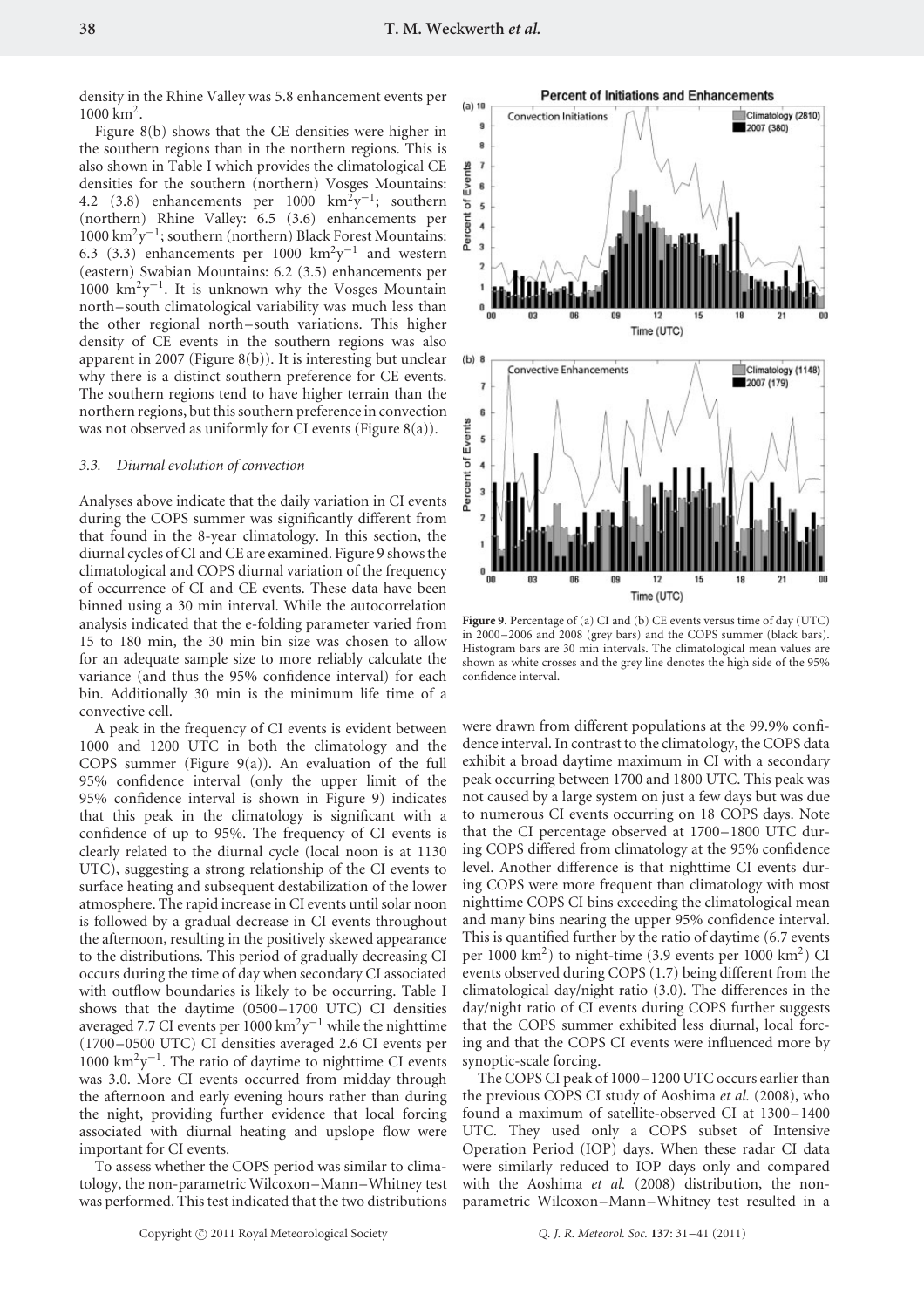density in the Rhine Valley was 5.8 enhancement events per 1000 km$^2$.

Figure 8(b) shows that the CE densities were higher in the southern regions than in the northern regions. This is also shown in Table I which provides the climatological CE densities for the southern (northern) Vosges Mountains: 4.2 (3.8) enhancements per 1000 km$^2$y$^{-1}$; southern (northern) Rhine Valley: 6.5 (3.6) enhancements per 1000 km$^2$y$^{-1}$; southern (northern) Black Forest Mountains: 6.3 (3.3) enhancements per 1000 km$^2$y$^{-1}$ and western (eastern) Swabian Mountains: 6.2 (3.5) enhancements per 1000 km$^2$y$^{-1}$. It is unknown why the Vosges Mountain north–south climatological variability was much less than the other regional north–south variations. This higher density of CE events in the southern regions was also apparent in 2007 (Figure 8(b)). It is interesting but unclear why there is a distinct southern preference for CE events. The southern regions tend to have higher terrain than the northern regions, but this southern preference in convection was not observed as uniformly for CI events (Figure 8(a)).

### 3.3. *Diurnal evolution of convection*

Analyses above indicate that the daily variation in CI events during the COPS summer was significantly different from that found in the 8-year climatology. In this section, the diurnal cycles of CI and CE are examined. Figure 9 shows the climatological and COPS diurnal variation of the frequency of occurrence of CI and CE events. These data have been binned using a 30 min interval. While the autocorrelation analysis indicated that the e-folding parameter varied from 15 to 180 min, the 30 min bin size was chosen to allow for an adequate sample size to more reliably calculate the variance (and thus the 95% confidence interval) for each bin. Additionally 30 min is the minimum life time of a convective cell.

A peak in the frequency of CI events is evident between 1000 and 1200 UTC in both the climatology and the COPS summer (Figure 9(a)). An evaluation of the full 95% confidence interval (only the upper limit of the 95% confidence interval is shown in Figure 9) indicates that this peak in the climatology is significant with a confidence of up to 95%. The frequency of CI events is clearly related to the diurnal cycle (local noon is at 1130 UTC), suggesting a strong relationship of the CI events to surface heating and subsequent destabilization of the lower atmosphere. The rapid increase in CI events until solar noon is followed by a gradual decrease in CI events throughout the afternoon, resulting in the positively skewed appearance to the distributions. This period of gradually decreasing CI occurs during the time of day when secondary CI associated with outflow boundaries is likely to be occurring. Table I shows that the daytime (0500–1700 UTC) CI densities averaged 7.7 CI events per 1000 km$^2$y$^{-1}$ while the nighttime (1700–0500 UTC) CI densities averaged 2.6 CI events per 1000 km$^2$y$^{-1}$. The ratio of daytime to nighttime CI events was 3.0. More CI events occurred from midday through the afternoon and early evening hours rather than during the night, providing further evidence that local forcing associated with diurnal heating and upslope flow were important for CI events.

To assess whether the COPS period was similar to climatology, the non-parametric Wilcoxon–Mann–Whitney test was performed. This test indicated that the two distributions were drawn from different populations at the 99.9% confidence interval. In contrast to the climatology, the COPS data exhibit a broad daytime maximum in CI with a secondary peak occurring between 1700 and 1800 UTC. This peak was not caused by a large system on just a few days but was due to numerous CI events occurring on 18 COPS days. Note that the CI percentage observed at 1700–1800 UTC during COPS differed from climatology at the 95% confidence level. Another difference is that nighttime CI events during COPS were more frequent than climatology with most nighttime COPS CI bins exceeding the climatological mean and many bins nearing the upper 95% confidence interval. This is quantified further by the ratio of daytime (6.7 events per 1000 km$^2$) to night-time (3.9 events per 1000 km$^2$) CI events observed during COPS (1.7) being different from the climatological day/night ratio (3.0). The differences in the day/night ratio of CI events during COPS further suggests that the COPS summer exhibited less diurnal, local forcing and that the COPS CI events were influenced more by synoptic-scale forcing.

The COPS CI peak of 1000–1200 UTC occurs earlier than the previous COPS CI study of Aoshima *et al.* (2008), who found a maximum of satellite-observed CI at 1300–1400 UTC. They used only a COPS subset of Intensive Operation Period (IOP) days. When these radar CI data were similarly reduced to IOP days only and compared with the Aoshima *et al.* (2008) distribution, the non-parametric Wilcoxon–Mann–Whitney test resulted in a

**Figure 9.** Percentage of (a) CI and (b) CE events versus time of day (UTC) in 2000–2006 and 2008 (grey bars) and the COPS summer (black bars). Histogram bars are 30 min intervals. The climatological mean values are shown as white crosses and the grey line denotes the high side of the 95% confidence interval.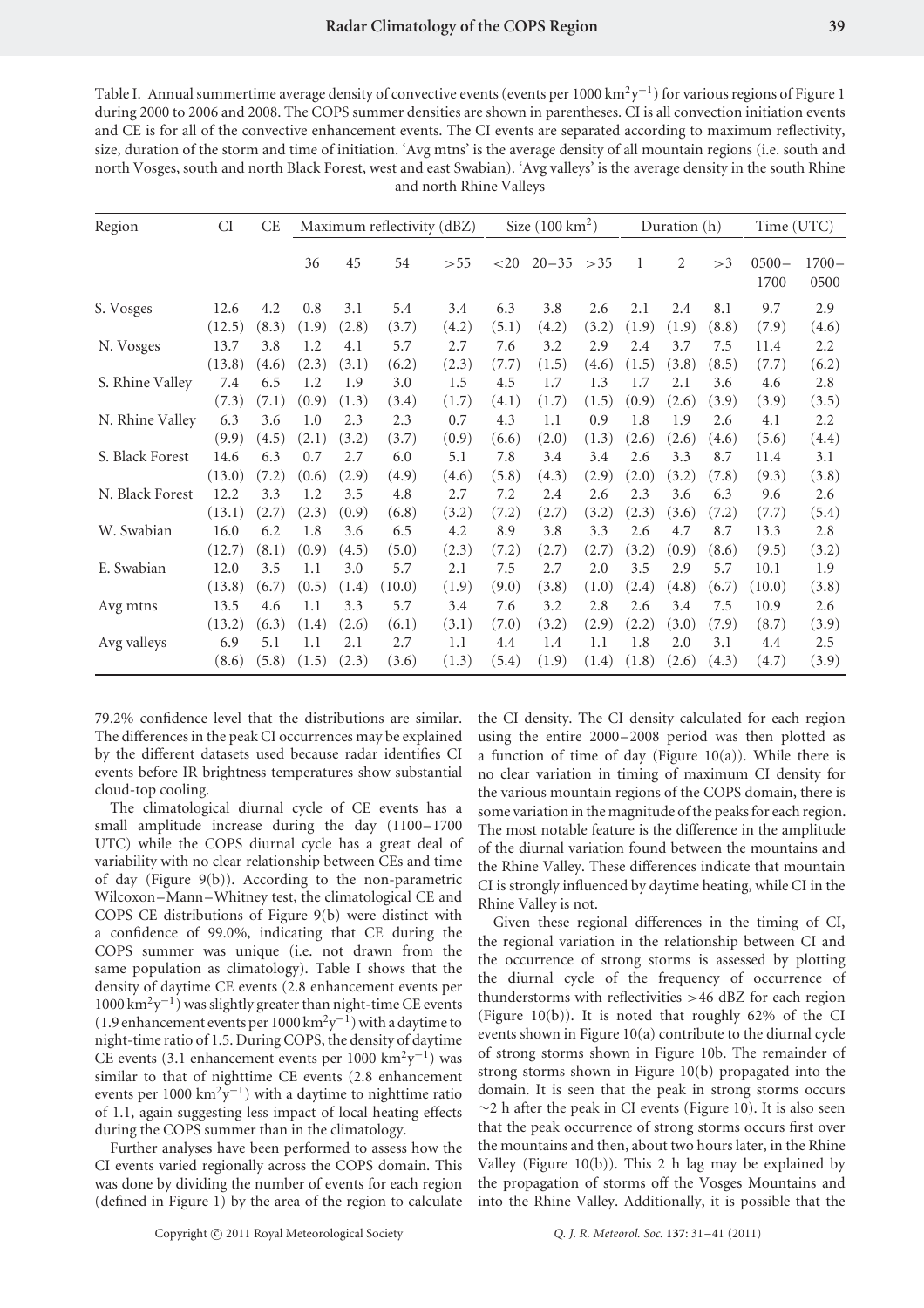Table I. Annual summertime average density of convective events (events per 1000 $km^2y^{-1}$) for various regions of Figure 1 during 2000 to 2006 and 2008. The COPS summer densities are shown in parentheses. CI is all convection initiation events and CE is for all of the convective enhancement events. The CI events are separated according to maximum reflectivity, size, duration of the storm and time of initiation. 'Avg mtns' is the average density of all mountain regions (i.e. south and north Vosges, south and north Black Forest, west and east Swabian). 'Avg valleys' is the average density in the south Rhine and north Rhine Valleys

| Region | CI | CE | Maximum reflectivity (dBZ) | | | | Size (100 $km^2$) | | | Duration (h) | | | Time (UTC) | |
|---|---|---|---|---|---|---|---|---|---|---|---|---|---|---|
| | | | 36 | 45 | 54 | >55 | <20 | 20–35 | >35 | 1 | 2 | >3 | 0500–1700 | 1700–0500 |
| S. Vosges | 12.6 | 4.2 | 0.8 | 3.1 | 5.4 | 3.4 | 6.3 | 3.8 | 2.6 | 2.1 | 2.4 | 8.1 | 9.7 | 2.9 |
| | (12.5) | (8.3) | (1.9) | (2.8) | (3.7) | (4.2) | (5.1) | (4.2) | (3.2) | (1.9) | (1.9) | (8.8) | (7.9) | (4.6) |
| N. Vosges | 13.7 | 3.8 | 1.2 | 4.1 | 5.7 | 2.7 | 7.6 | 3.2 | 2.9 | 2.4 | 3.7 | 7.5 | 11.4 | 2.2 |
| | (13.8) | (4.6) | (2.3) | (3.1) | (6.2) | (2.3) | (7.7) | (1.5) | (4.6) | (1.5) | (3.8) | (8.5) | (7.7) | (6.2) |
| S. Rhine Valley | 7.4 | 6.5 | 1.2 | 1.9 | 3.0 | 1.5 | 4.5 | 1.7 | 1.3 | 1.7 | 2.1 | 3.6 | 4.6 | 2.8 |
| | (7.3) | (7.1) | (0.9) | (1.3) | (3.4) | (1.7) | (4.1) | (1.7) | (1.5) | (0.9) | (2.6) | (3.9) | (3.9) | (3.5) |
| N. Rhine Valley | 6.3 | 3.6 | 1.0 | 2.3 | 2.3 | 0.7 | 4.3 | 1.1 | 0.9 | 1.8 | 1.9 | 2.6 | 4.1 | 2.2 |
| | (9.9) | (4.5) | (2.1) | (3.2) | (3.7) | (0.9) | (6.6) | (2.0) | (1.3) | (2.6) | (2.6) | (4.6) | (5.6) | (4.4) |
| S. Black Forest | 14.6 | 6.3 | 0.7 | 2.7 | 6.0 | 5.1 | 7.8 | 3.4 | 3.4 | 2.6 | 3.3 | 8.7 | 11.4 | 3.1 |
| | (13.0) | (7.2) | (0.6) | (2.9) | (4.9) | (4.6) | (5.8) | (4.3) | (2.9) | (2.0) | (3.2) | (7.8) | (9.3) | (3.8) |
| N. Black Forest | 12.2 | 3.3 | 1.2 | 3.5 | 4.8 | 2.7 | 7.2 | 2.4 | 2.6 | 2.3 | 3.6 | 6.3 | 9.6 | 2.6 |
| | (13.1) | (2.7) | (2.3) | (0.9) | (6.8) | (3.2) | (7.2) | (2.7) | (3.2) | (2.3) | (3.6) | (7.2) | (7.7) | (5.4) |
| W. Swabian | 16.0 | 6.2 | 1.8 | 3.6 | 6.5 | 4.2 | 8.9 | 3.8 | 3.3 | 2.6 | 4.7 | 8.7 | 13.3 | 2.8 |
| | (12.7) | (8.1) | (0.9) | (4.5) | (5.0) | (2.3) | (7.2) | (2.7) | (2.7) | (3.2) | (0.9) | (8.6) | (9.5) | (3.2) |
| E. Swabian | 12.0 | 3.5 | 1.1 | 3.0 | 5.7 | 2.1 | 7.5 | 2.7 | 2.0 | 3.5 | 2.9 | 5.7 | 10.1 | 1.9 |
| | (13.8) | (6.7) | (0.5) | (1.4) | (10.0) | (1.9) | (9.0) | (3.8) | (1.0) | (2.4) | (4.8) | (6.7) | (10.0) | (3.8) |
| Avg mtns | 13.5 | 4.6 | 1.1 | 3.3 | 5.7 | 3.4 | 7.6 | 3.2 | 2.8 | 2.6 | 3.4 | 7.5 | 10.9 | 2.6 |
| | (13.2) | (6.3) | (1.4) | (2.6) | (6.1) | (3.1) | (7.0) | (3.2) | (2.9) | (2.2) | (3.0) | (7.9) | (8.7) | (3.9) |
| Avg valleys | 6.9 | 5.1 | 1.1 | 2.1 | 2.7 | 1.1 | 4.4 | 1.4 | 1.1 | 1.8 | 2.0 | 3.1 | 4.4 | 2.5 |
| | (8.6) | (5.8) | (1.5) | (2.3) | (3.6) | (1.3) | (5.4) | (1.9) | (1.4) | (1.8) | (2.6) | (4.3) | (4.7) | (3.9) |

79.2% confidence level that the distributions are similar. The differences in the peak CI occurrences may be explained by the different datasets used because radar identifies CI events before IR brightness temperatures show substantial cloud-top cooling.

The climatological diurnal cycle of CE events has a small amplitude increase during the day (1100–1700 UTC) while the COPS diurnal cycle has a great deal of variability with no clear relationship between CEs and time of day (Figure 9(b)). According to the non-parametric Wilcoxon–Mann–Whitney test, the climatological CE and COPS CE distributions of Figure 9(b) were distinct with a confidence of 99.0%, indicating that CE during the COPS summer was unique (i.e. not drawn from the same population as climatology). Table I shows that the density of daytime CE events (2.8 enhancement events per 1000 $km^2y^{-1}$) was slightly greater than night-time CE events (1.9 enhancement events per 1000 $km^2y^{-1}$) with a daytime to night-time ratio of 1.5. During COPS, the density of daytime CE events (3.1 enhancement events per 1000 $km^2y^{-1}$) was similar to that of nighttime CE events (2.8 enhancement events per 1000 $km^2y^{-1}$) with a daytime to nighttime ratio of 1.1, again suggesting less impact of local heating effects during the COPS summer than in the climatology.

Further analyses have been performed to assess how the CI events varied regionally across the COPS domain. This was done by dividing the number of events for each region (defined in Figure 1) by the area of the region to calculate the CI density. The CI density calculated for each region using the entire 2000–2008 period was then plotted as a function of time of day (Figure 10(a)). While there is no clear variation in timing of maximum CI density for the various mountain regions of the COPS domain, there is some variation in the magnitude of the peaks for each region. The most notable feature is the difference in the amplitude of the diurnal variation found between the mountains and the Rhine Valley. These differences indicate that mountain CI is strongly influenced by daytime heating, while CI in the Rhine Valley is not.

Given these regional differences in the timing of CI, the regional variation in the relationship between CI and the occurrence of strong storms is assessed by plotting the diurnal cycle of the frequency of occurrence of thunderstorms with reflectivities >46 dBZ for each region (Figure 10(b)). It is noted that roughly 62% of the CI events shown in Figure 10(a) contribute to the diurnal cycle of strong storms shown in Figure 10b. The remainder of strong storms shown in Figure 10(b) propagated into the domain. It is seen that the peak in strong storms occurs ~2 h after the peak in CI events (Figure 10). It is also seen that the peak occurrence of strong storms occurs first over the mountains and then, about two hours later, in the Rhine Valley (Figure 10(b)). This 2 h lag may be explained by the propagation of storms off the Vosges Mountains and into the Rhine Valley. Additionally, it is possible that the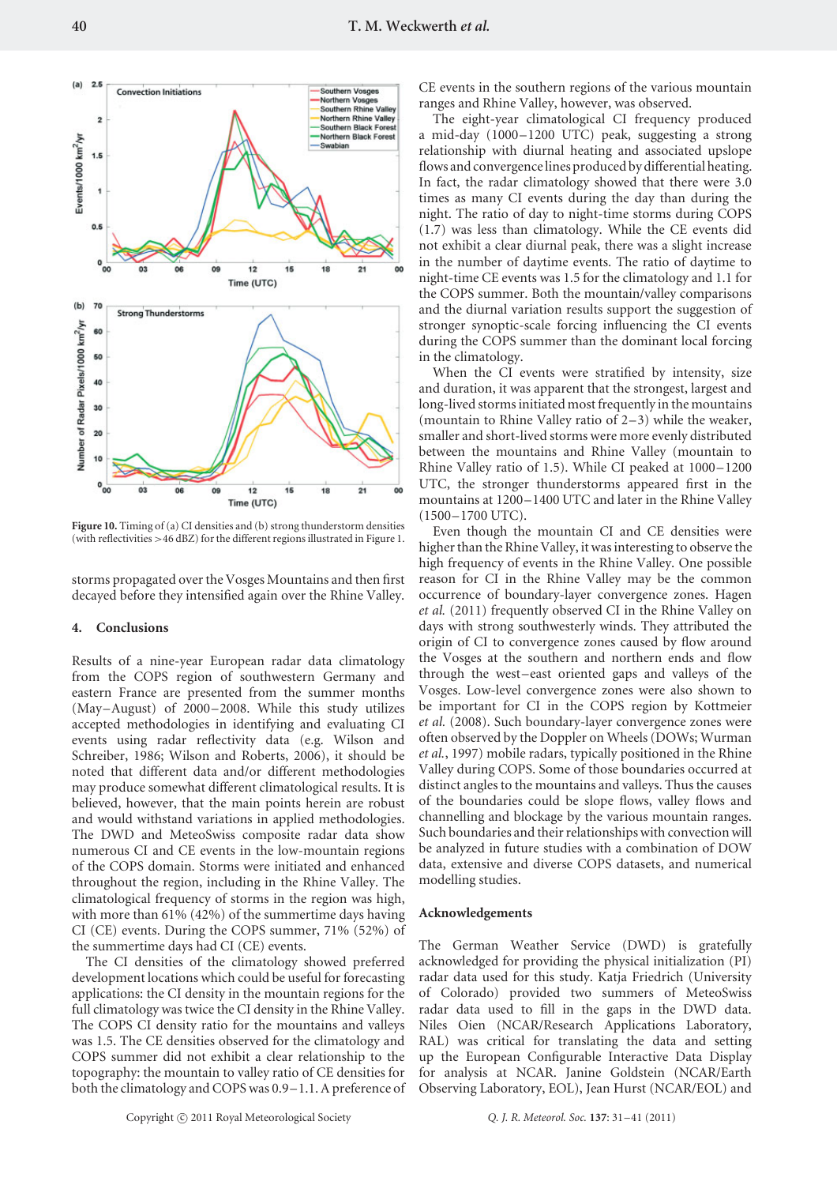Figure 10. Timing of (a) CI densities and (b) strong thunderstorm densities (with reflectivities >46 dBZ) for the different regions illustrated in Figure 1.

storms propagated over the Vosges Mountains and then first decayed before they intensified again over the Rhine Valley.

## 4. Conclusions

Results of a nine-year European radar data climatology from the COPS region of southwestern Germany and eastern France are presented from the summer months (May–August) of 2000–2008. While this study utilizes accepted methodologies in identifying and evaluating CI events using radar reflectivity data (e.g. Wilson and Schreiber, 1986; Wilson and Roberts, 2006), it should be noted that different data and/or different methodologies may produce somewhat different climatological results. It is believed, however, that the main points herein are robust and would withstand variations in applied methodologies. The DWD and MeteoSwiss composite radar data show numerous CI and CE events in the low-mountain regions of the COPS domain. Storms were initiated and enhanced throughout the region, including in the Rhine Valley. The climatological frequency of storms in the region was high, with more than 61% (42%) of the summertime days having CI (CE) events. During the COPS summer, 71% (52%) of the summertime days had CI (CE) events.

The CI densities of the climatology showed preferred development locations which could be useful for forecasting applications: the CI density in the mountain regions for the full climatology was twice the CI density in the Rhine Valley. The COPS CI density ratio for the mountains and valleys was 1.5. The CE densities observed for the climatology and COPS summer did not exhibit a clear relationship to the topography: the mountain to valley ratio of CE densities for both the climatology and COPS was 0.9–1.1. A preference of CE events in the southern regions of the various mountain ranges and Rhine Valley, however, was observed.

The eight-year climatological CI frequency produced a mid-day (1000–1200 UTC) peak, suggesting a strong relationship with diurnal heating and associated upslope flows and convergence lines produced by differential heating. In fact, the radar climatology showed that there were 3.0 times as many CI events during the day than during the night. The ratio of day to night-time storms during COPS (1.7) was less than climatology. While the CE events did not exhibit a clear diurnal peak, there was a slight increase in the number of daytime events. The ratio of daytime to night-time CE events was 1.5 for the climatology and 1.1 for the COPS summer. Both the mountain/valley comparisons and the diurnal variation results support the suggestion of stronger synoptic-scale forcing influencing the CI events during the COPS summer than the dominant local forcing in the climatology.

When the CI events were stratified by intensity, size and duration, it was apparent that the strongest, largest and long-lived storms initiated most frequently in the mountains (mountain to Rhine Valley ratio of 2–3) while the weaker, smaller and short-lived storms were more evenly distributed between the mountains and Rhine Valley (mountain to Rhine Valley ratio of 1.5). While CI peaked at 1000–1200 UTC, the stronger thunderstorms appeared first in the mountains at 1200–1400 UTC and later in the Rhine Valley (1500–1700 UTC).

Even though the mountain CI and CE densities were higher than the Rhine Valley, it was interesting to observe the high frequency of events in the Rhine Valley. One possible reason for CI in the Rhine Valley may be the common occurrence of boundary-layer convergence zones. Hagen *et al.* (2011) frequently observed CI in the Rhine Valley on days with strong southwesterly winds. They attributed the origin of CI to convergence zones caused by flow around the Vosges at the southern and northern ends and flow through the west–east oriented gaps and valleys of the Vosges. Low-level convergence zones were also shown to be important for CI in the COPS region by Kottmeier *et al.* (2008). Such boundary-layer convergence zones were often observed by the Doppler on Wheels (DOWs; Wurman *et al.*, 1997) mobile radars, typically positioned in the Rhine Valley during COPS. Some of those boundaries occurred at distinct angles to the mountains and valleys. Thus the causes of the boundaries could be slope flows, valley flows and channelling and blockage by the various mountain ranges. Such boundaries and their relationships with convection will be analyzed in future studies with a combination of DOW data, extensive and diverse COPS datasets, and numerical modelling studies.

## Acknowledgements

The German Weather Service (DWD) is gratefully acknowledged for providing the physical initialization (PI) radar data used for this study. Katja Friedrich (University of Colorado) provided two summers of MeteoSwiss radar data used to fill in the gaps in the DWD data. Niles Oien (NCAR/Research Applications Laboratory, RAL) was critical for translating the data and setting up the European Configurable Interactive Data Display for analysis at NCAR. Janine Goldstein (NCAR/Earth Observing Laboratory, EOL), Jean Hurst (NCAR/EOL) and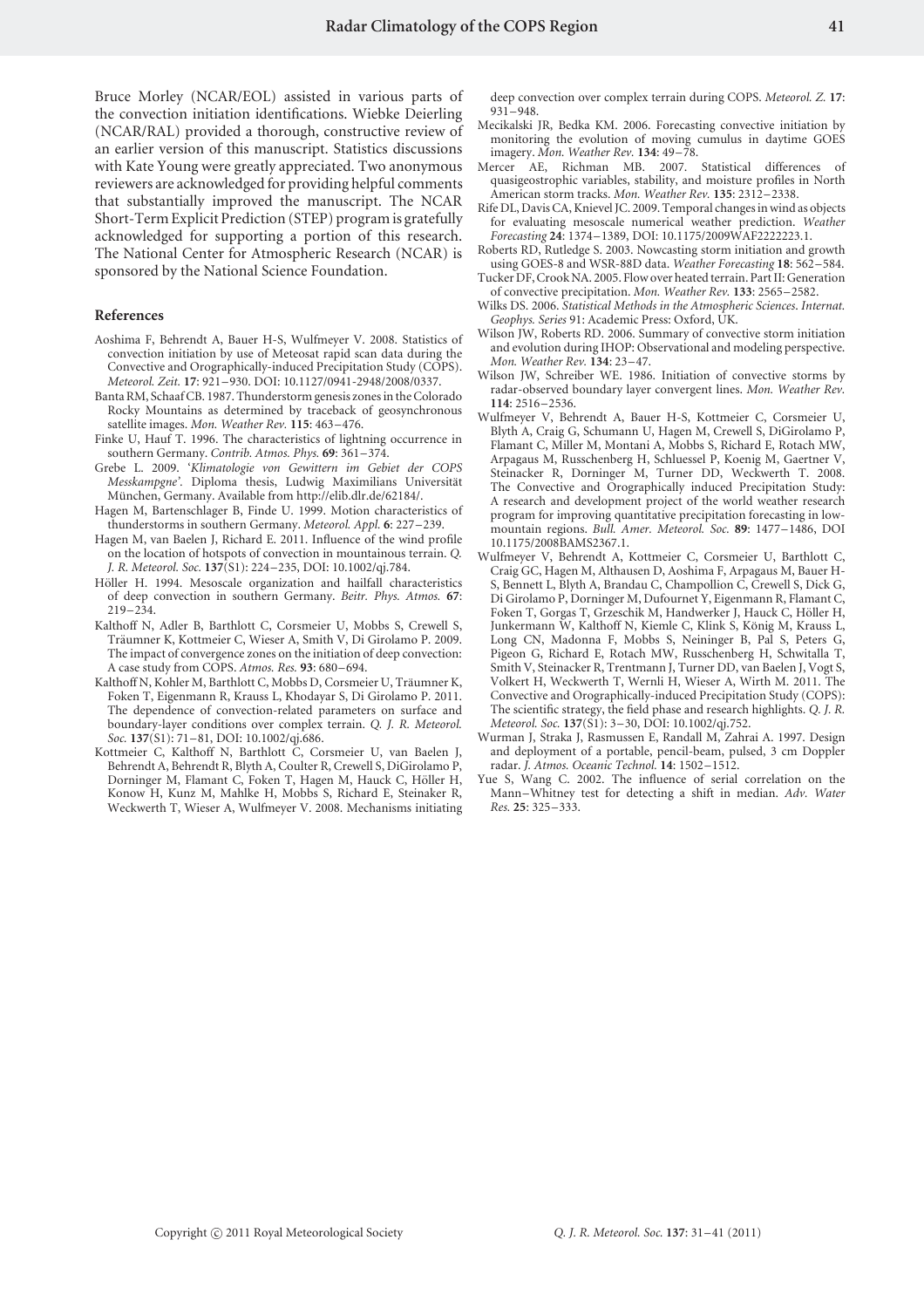Bruce Morley (NCAR/EOL) assisted in various parts of the convection initiation identifications. Wiebke Deierling (NCAR/RAL) provided a thorough, constructive review of an earlier version of this manuscript. Statistics discussions with Kate Young were greatly appreciated. Two anonymous reviewers are acknowledged for providing helpful comments that substantially improved the manuscript. The NCAR Short-Term Explicit Prediction (STEP) program is gratefully acknowledged for supporting a portion of this research. The National Center for Atmospheric Research (NCAR) is sponsored by the National Science Foundation.

## References

Aoshima F, Behrendt A, Bauer H-S, Wulfmeyer V. 2008. Statistics of convection initiation by use of Meteosat rapid scan data during the Convective and Orographically-induced Precipitation Study (COPS). *Meteorol. Zeit.* **17**: 921–930. DOI: 10.1127/0941-2948/2008/0337.

Banta RM, Schaaf CB. 1987. Thunderstorm genesis zones in the Colorado Rocky Mountains as determined by traceback of geosynchronous satellite images. *Mon. Weather Rev.* **115**: 463–476.

Finke U, Hauf T. 1996. The characteristics of lightning occurrence in southern Germany. *Contrib. Atmos. Phys.* **69**: 361–374.

Grebe L. 2009. '*Klimatologie von Gewittern im Gebiet der COPS Messkampgne*'. Diploma thesis, Ludwig Maximilians Universität München, Germany. Available from http://elib.dlr.de/62184/.

Hagen M, Bartenschlager B, Finde U. 1999. Motion characteristics of thunderstorms in southern Germany. *Meteorol. Appl.* **6**: 227–239.

Hagen M, van Baelen J, Richard E. 2011. Influence of the wind profile on the location of hotspots of convection in mountainous terrain. *Q. J. R. Meteorol. Soc.* **137**(S1): 224–235, DOI: 10.1002/qj.784.

Höller H. 1994. Mesoscale organization and hailfall characteristics of deep convection in southern Germany. *Beitr. Phys. Atmos.* **67**: 219–234.

Kalthoff N, Adler B, Barthlott C, Corsmeier U, Mobbs S, Crewell S, Träumner K, Kottmeier C, Wieser A, Smith V, Di Girolamo P. 2009. The impact of convergence zones on the initiation of deep convection: A case study from COPS. *Atmos. Res.* **93**: 680–694.

Kalthoff N, Kohler M, Barthlott C, Mobbs D, Corsmeier U, Träumner K, Foken T, Eigenmann R, Krauss L, Khodayar S, Di Girolamo P. 2011. The dependence of convection-related parameters on surface and boundary-layer conditions over complex terrain. *Q. J. R. Meteorol. Soc.* **137**(S1): 71–81, DOI: 10.1002/qj.686.

Kottmeier C, Kalthoff N, Barthlott C, Corsmeier U, van Baelen J, Behrendt A, Behrendt R, Blyth A, Coulter R, Crewell S, DiGirolamo P, Dorninger M, Flamant C, Foken T, Hagen M, Hauck C, Höller H, Konow H, Kunz M, Mahlke H, Mobbs S, Richard E, Steinaker R, Weckwerth T, Wieser A, Wulfmeyer V. 2008. Mechanisms initiating deep convection over complex terrain during COPS. *Meteorol. Z.* **17**: 931–948.

Mecikalski JR, Bedka KM. 2006. Forecasting convective initiation by monitoring the evolution of moving cumulus in daytime GOES imagery. *Mon. Weather Rev.* **134**: 49–78.

Mercer AE, Richman MB. 2007. Statistical differences of quasigeostrophic variables, stability, and moisture profiles in North American storm tracks. *Mon. Weather Rev.* **135**: 2312–2338.

Rife DL, Davis CA, Knievel JC. 2009. Temporal changes in wind as objects for evaluating mesoscale numerical weather prediction. *Weather Forecasting* **24**: 1374–1389, DOI: 10.1175/2009WAF2222223.1.

Roberts RD, Rutledge S. 2003. Nowcasting storm initiation and growth using GOES-8 and WSR-88D data. *Weather Forecasting* **18**: 562–584.

Tucker DF, Crook NA. 2005. Flow over heated terrain. Part II: Generation of convective precipitation. *Mon. Weather Rev.* **133**: 2565–2582.

Wilks DS. 2006. *Statistical Methods in the Atmospheric Sciences*. *Internat. Geophys. Series* 91: Academic Press: Oxford, UK.

Wilson JW, Roberts RD. 2006. Summary of convective storm initiation and evolution during IHOP: Observational and modeling perspective. *Mon. Weather Rev.* **134**: 23–47.

Wilson JW, Schreiber WE. 1986. Initiation of convective storms by radar-observed boundary layer convergent lines. *Mon. Weather Rev.* **114**: 2516–2536.

Wulfmeyer V, Behrendt A, Bauer H-S, Kottmeier C, Corsmeier U, Blyth A, Craig G, Schumann U, Hagen M, Crewell S, DiGirolamo P, Flamant C, Miller M, Montani A, Mobbs S, Richard E, Rotach MW, Arpagaus M, Russchenberg H, Schluessel P, Koenig M, Gaertner V, Steinacker R, Dorninger M, Turner DD, Weckwerth T. 2008. The Convective and Orographically induced Precipitation Study: A research and development project of the world weather research program for improving quantitative precipitation forecasting in low-mountain regions. *Bull. Amer. Meteorol. Soc.* **89**: 1477–1486, DOI 10.1175/2008BAMS2367.1.

Wulfmeyer V, Behrendt A, Kottmeier C, Corsmeier U, Barthlott C, Craig GC, Hagen M, Althausen D, Aoshima F, Arpagaus M, Bauer H-S, Bennett L, Blyth A, Brandau C, Champollion C, Crewell S, Dick G, Di Girolamo P, Dorninger M, Dufournet Y, Eigenmann R, Flamant C, Foken T, Gorgas T, Grzeschik M, Handwerker J, Hauck C, Höller H, Junkermann W, Kalthoff N, Kiemle C, Klink S, König M, Krauss L, Long CN, Madonna F, Mobbs S, Neininger B, Pal S, Peters G, Pigeon G, Richard E, Rotach MW, Russchenberg H, Schwitalla T, Smith V, Steinacker R, Trentmann J, Turner DD, van Baelen J, Vogt S, Volkert H, Weckwerth T, Wernli H, Wieser A, Wirth M. 2011. The Convective and Orographically-induced Precipitation Study (COPS): The scientific strategy, the field phase and research highlights. *Q. J. R. Meteorol. Soc.* **137**(S1): 3–30, DOI: 10.1002/qj.752.

Wurman J, Straka J, Rasmussen E, Randall M, Zahrai A. 1997. Design and deployment of a portable, pencil-beam, pulsed, 3 cm Doppler radar. *J. Atmos. Oceanic Technol.* **14**: 1502–1512.

Yue S, Wang C. 2002. The influence of serial correlation on the Mann–Whitney test for detecting a shift in median. *Adv. Water Res.* **25**: 325–333.